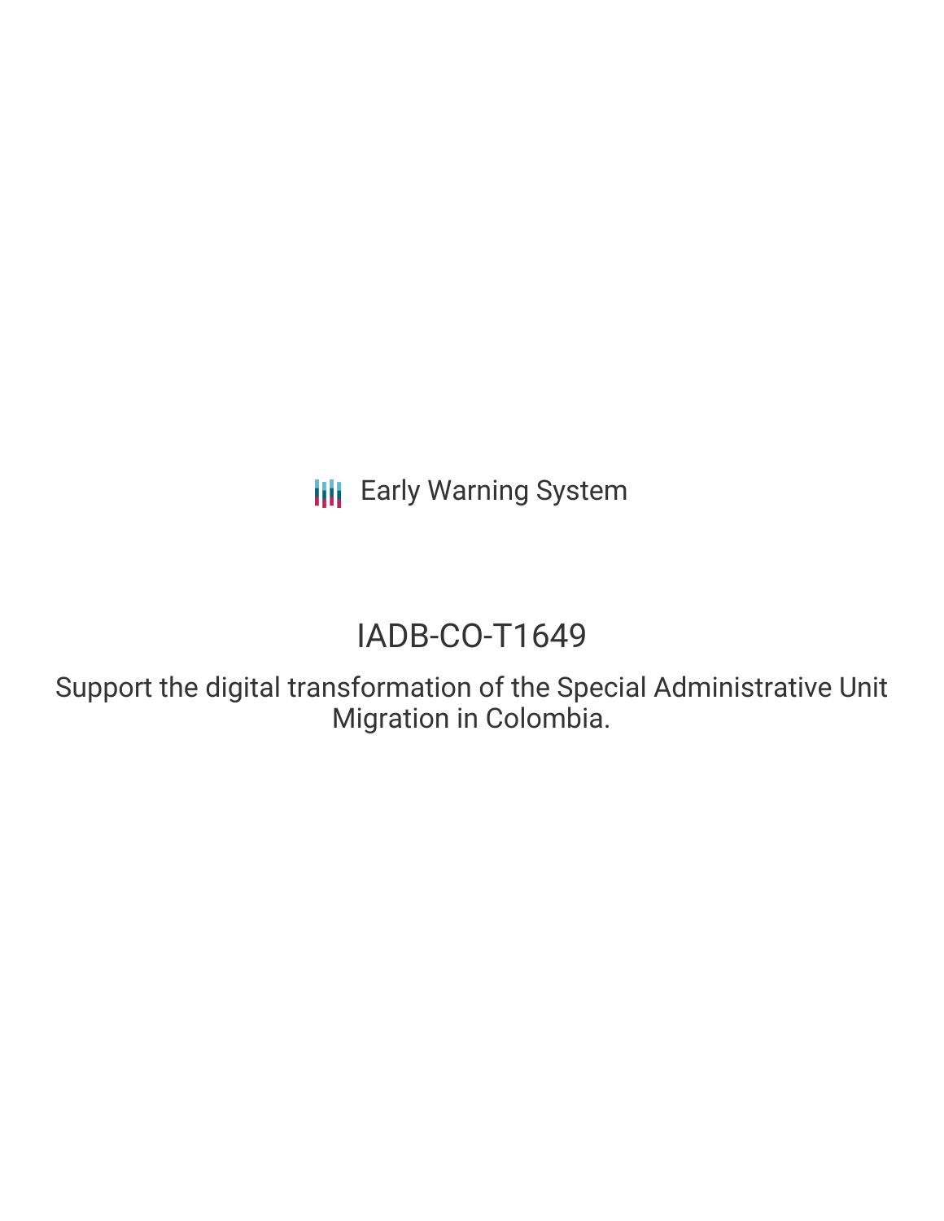Early Warning System

# IADB-CO-T1649

## Support the digital transformation of the Special Administrative Unit Migration in Colombia.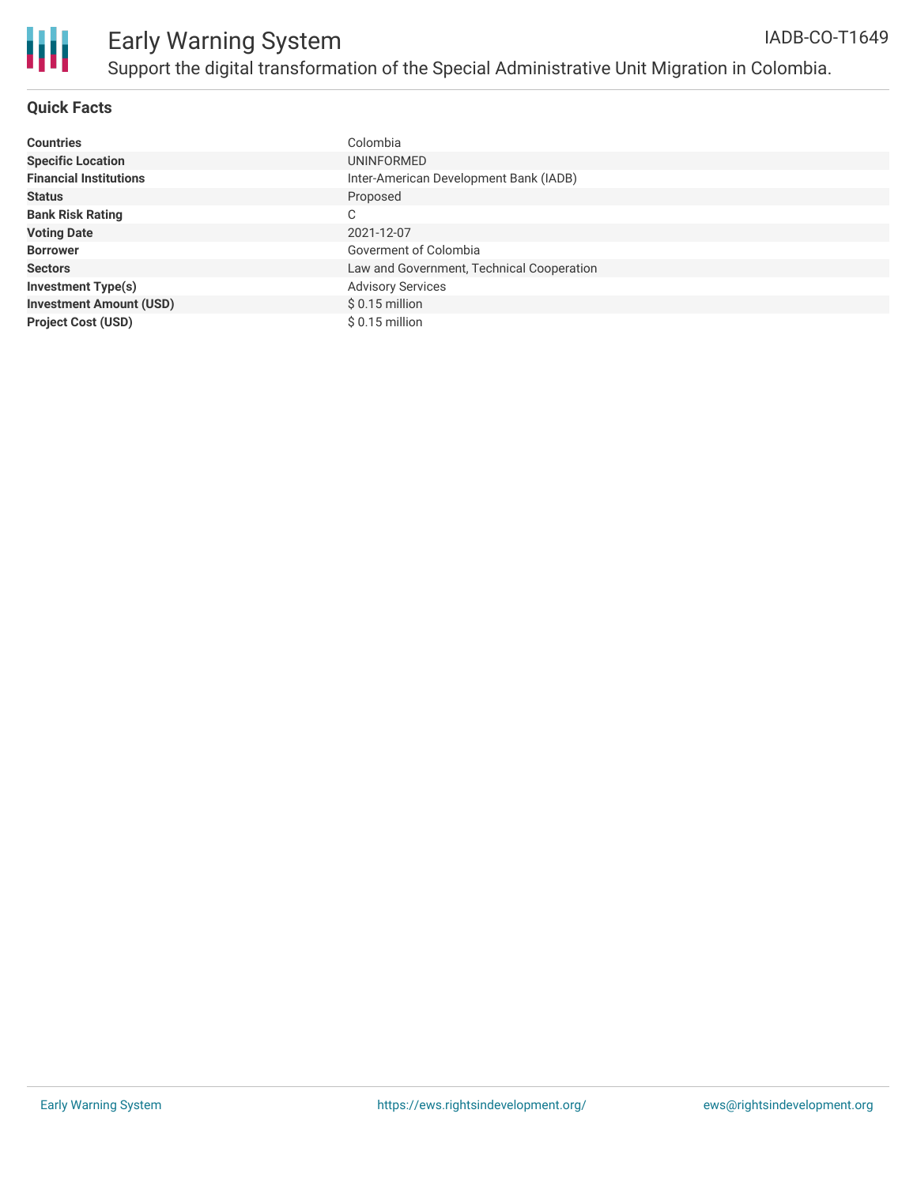# Early Warning System

IADB-CO-T1649

Support the digital transformation of the Special Administrative Unit Migration in Colombia.

## Quick Facts

| | |
|---|---|
| **Countries** | Colombia |
| **Specific Location** | UNINFORMED |
| **Financial Institutions** | Inter-American Development Bank (IADB) |
| **Status** | Proposed |
| **Bank Risk Rating** | C |
| **Voting Date** | 2021-12-07 |
| **Borrower** | Goverment of Colombia |
| **Sectors** | Law and Government, Technical Cooperation |
| **Investment Type(s)** | Advisory Services |
| **Investment Amount (USD)** | $ 0.15 million |
| **Project Cost (USD)** | $ 0.15 million |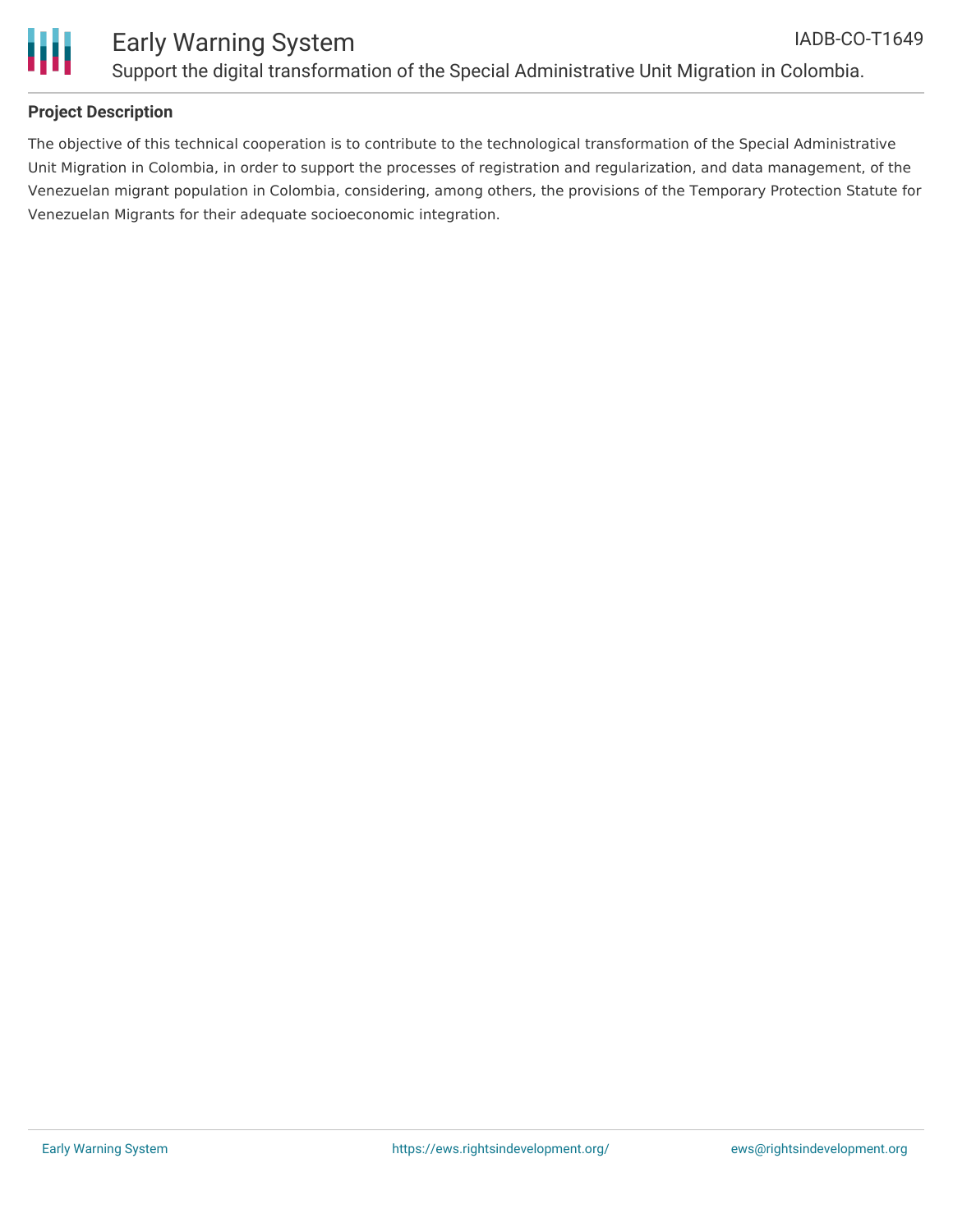## Project Description

The objective of this technical cooperation is to contribute to the technological transformation of the Special Administrative Unit Migration in Colombia, in order to support the processes of registration and regularization, and data management, of the Venezuelan migrant population in Colombia, considering, among others, the provisions of the Temporary Protection Statute for Venezuelan Migrants for their adequate socioeconomic integration.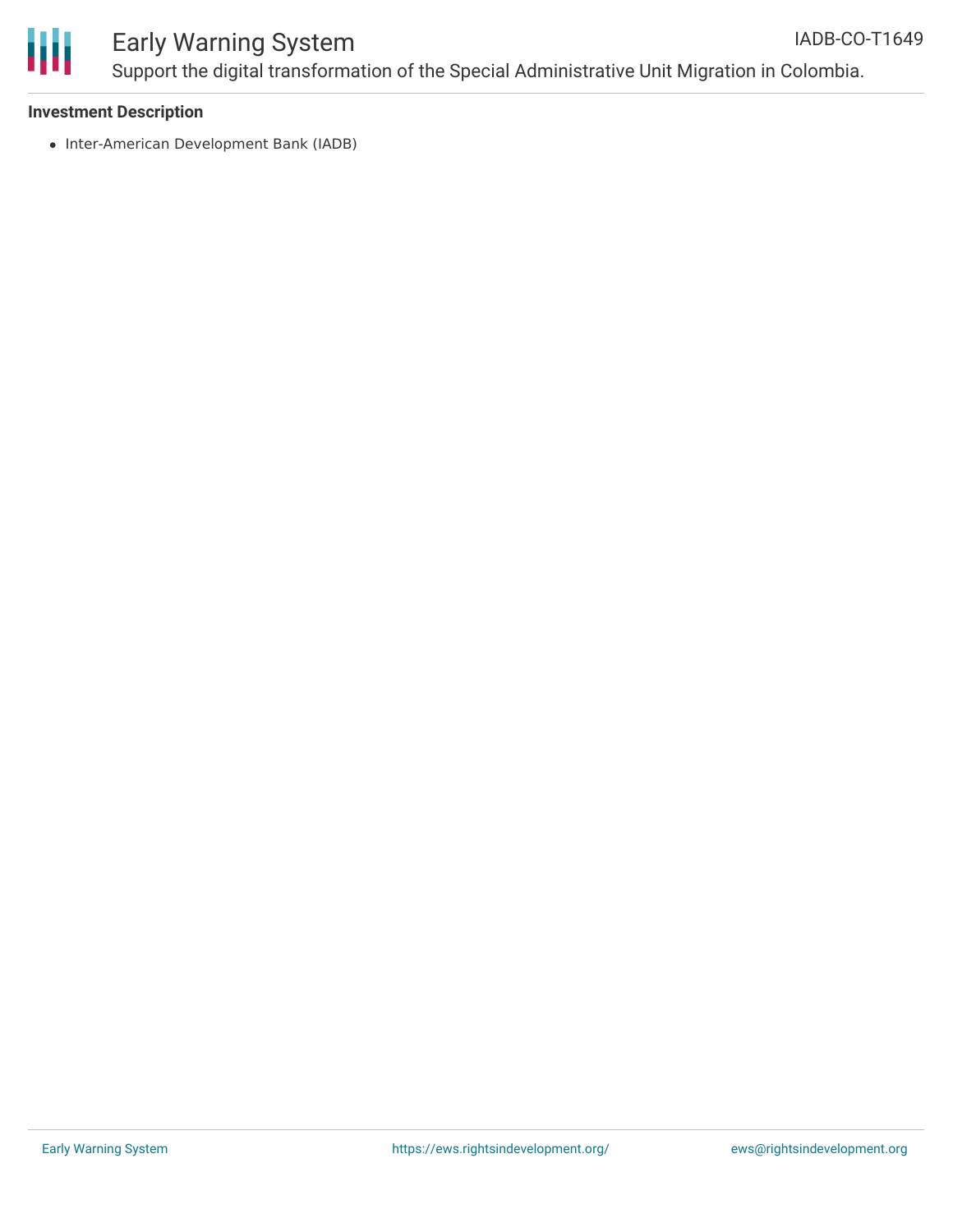### Investment Description

- Inter-American Development Bank (IADB)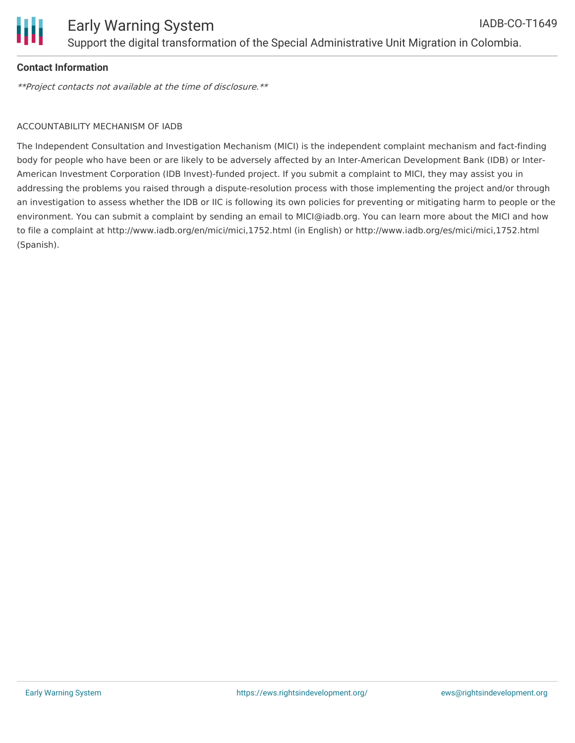## Contact Information

*\*\*Project contacts not available at the time of disclosure.\*\**

ACCOUNTABILITY MECHANISM OF IADB

The Independent Consultation and Investigation Mechanism (MICI) is the independent complaint mechanism and fact-finding body for people who have been or are likely to be adversely affected by an Inter-American Development Bank (IDB) or Inter-American Investment Corporation (IDB Invest)-funded project. If you submit a complaint to MICI, they may assist you in addressing the problems you raised through a dispute-resolution process with those implementing the project and/or through an investigation to assess whether the IDB or IIC is following its own policies for preventing or mitigating harm to people or the environment. You can submit a complaint by sending an email to MICI@iadb.org. You can learn more about the MICI and how to file a complaint at http://www.iadb.org/en/mici/mici,1752.html (in English) or http://www.iadb.org/es/mici/mici,1752.html (Spanish).